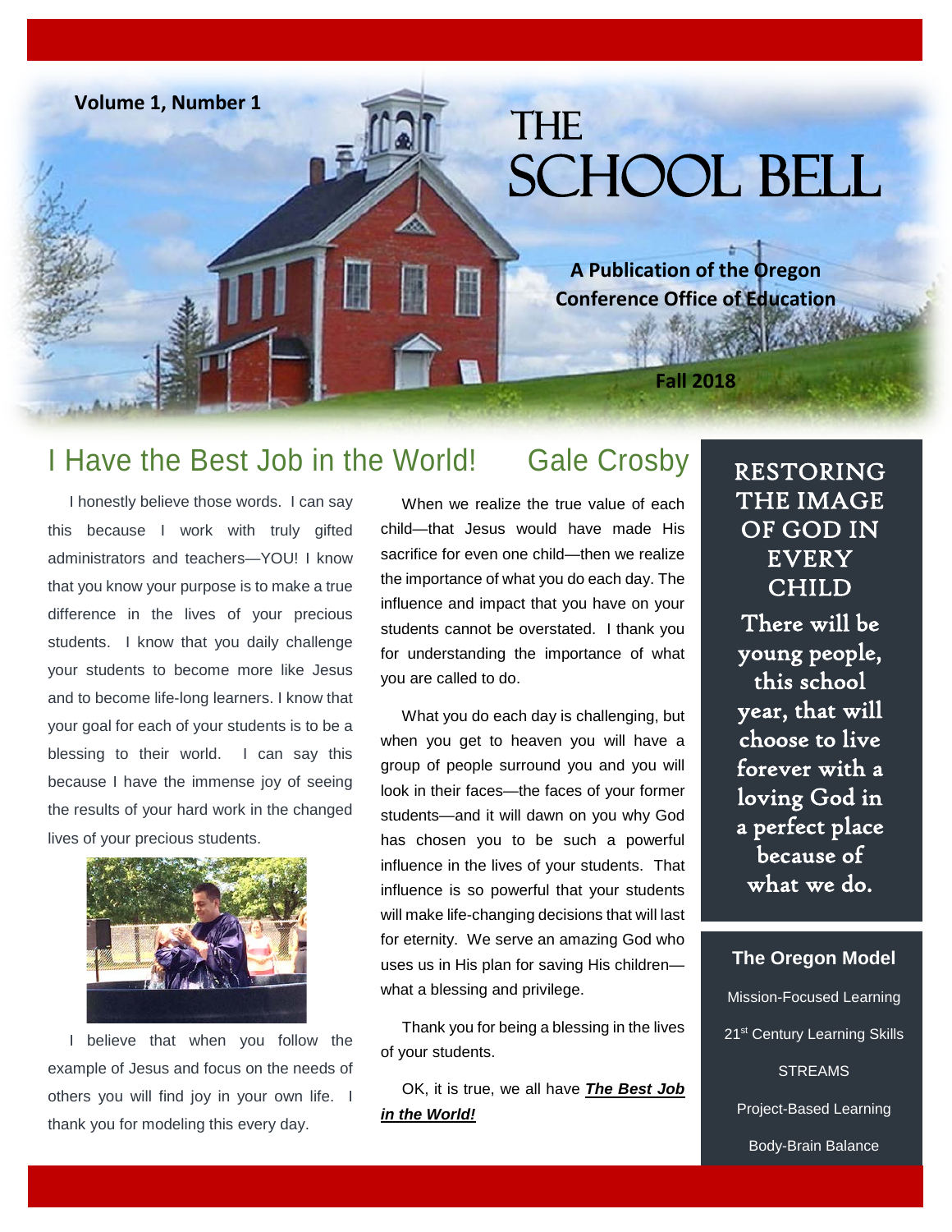Volume 1, Number 1

# THE SCHOOL BELL

**A Publication of the Oregon Conference Office of Education**

**Fall 2018**

## I Have the Best Job in the World! Gale Crosby

I honestly believe those words. I can say this because I work with truly gifted administrators and teachers—YOU! I know that you know your purpose is to make a true difference in the lives of your precious students. I know that you daily challenge your students to become more like Jesus and to become life-long learners. I know that your goal for each of your students is to be a blessing to their world. I can say this because I have the immense joy of seeing the results of your hard work in the changed lives of your precious students.

I believe that when you follow the example of Jesus and focus on the needs of others you will find joy in your own life. I thank you for modeling this every day.

When we realize the true value of each child—that Jesus would have made His sacrifice for even one child—then we realize the importance of what you do each day. The influence and impact that you have on your students cannot be overstated. I thank you for understanding the importance of what you are called to do.

What you do each day is challenging, but when you get to heaven you will have a group of people surround you and you will look in their faces—the faces of your former students—and it will dawn on you why God has chosen you to be such a powerful influence in the lives of your students. That influence is so powerful that your students will make life-changing decisions that will last for eternity. We serve an amazing God who uses us in His plan for saving His children—what a blessing and privilege.

Thank you for being a blessing in the lives of your students.

OK, it is true, we all have ***The Best Job in the World!***

## RESTORING THE IMAGE OF GOD IN EVERY CHILD

There will be young people, this school year, that will choose to live forever with a loving God in a perfect place because of what we do.

### The Oregon Model

Mission-Focused Learning

21st Century Learning Skills

STREAMS

Project-Based Learning

Body-Brain Balance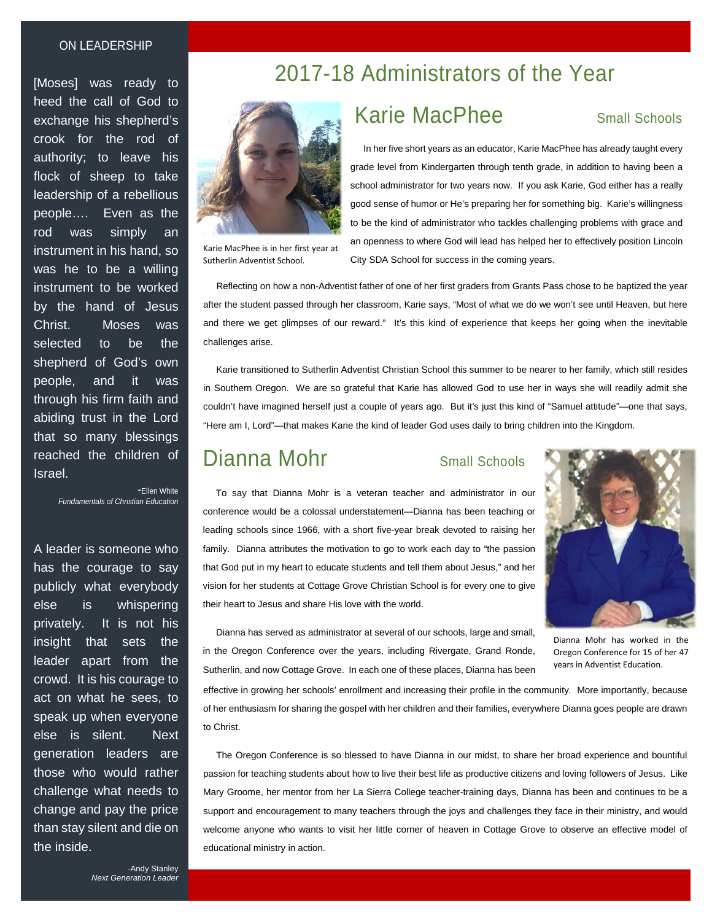# 2017-18 Administrators of the Year

## Karie MacPhee

Small Schools

Karie MacPhee is in her first year at Sutherlin Adventist School.

In her five short years as an educator, Karie MacPhee has already taught every grade level from Kindergarten through tenth grade, in addition to having been a school administrator for two years now. If you ask Karie, God either has a really good sense of humor or He's preparing her for something big. Karie's willingness to be the kind of administrator who tackles challenging problems with grace and an openness to where God will lead has helped her to effectively position Lincoln City SDA School for success in the coming years.

Reflecting on how a non-Adventist father of one of her first graders from Grants Pass chose to be baptized the year after the student passed through her classroom, Karie says, "Most of what we do we won't see until Heaven, but here and there we get glimpses of our reward." It's this kind of experience that keeps her going when the inevitable challenges arise.

Karie transitioned to Sutherlin Adventist Christian School this summer to be nearer to her family, which still resides in Southern Oregon. We are so grateful that Karie has allowed God to use her in ways she will readily admit she couldn't have imagined herself just a couple of years ago. But it's just this kind of "Samuel attitude"—one that says, "Here am I, Lord"—that makes Karie the kind of leader God uses daily to bring children into the Kingdom.

## Dianna Mohr

Small Schools

To say that Dianna Mohr is a veteran teacher and administrator in our conference would be a colossal understatement—Dianna has been teaching or leading schools since 1966, with a short five-year break devoted to raising her family. Dianna attributes the motivation to go to work each day to "the passion that God put in my heart to educate students and tell them about Jesus," and her vision for her students at Cottage Grove Christian School is for every one to give their heart to Jesus and share His love with the world.

Dianna Mohr has worked in the Oregon Conference for 15 of her 47 years in Adventist Education.

Dianna has served as administrator at several of our schools, large and small, in the Oregon Conference over the years, including Rivergate, Grand Ronde, Sutherlin, and now Cottage Grove. In each one of these places, Dianna has been effective in growing her schools' enrollment and increasing their profile in the community. More importantly, because of her enthusiasm for sharing the gospel with her children and their families, everywhere Dianna goes people are drawn to Christ.

The Oregon Conference is so blessed to have Dianna in our midst, to share her broad experience and bountiful passion for teaching students about how to live their best life as productive citizens and loving followers of Jesus. Like Mary Groome, her mentor from her La Sierra College teacher-training days, Dianna has been and continues to be a support and encouragement to many teachers through the joys and challenges they face in their ministry, and would welcome anyone who wants to visit her little corner of heaven in Cottage Grove to observe an effective model of educational ministry in action.

---

### ON LEADERSHIP

[Moses] was ready to heed the call of God to exchange his shepherd's crook for the rod of authority; to leave his flock of sheep to take leadership of a rebellious people…. Even as the rod was simply an instrument in his hand, so was he to be a willing instrument to be worked by the hand of Jesus Christ. Moses was selected to be the shepherd of God's own people, and it was through his firm faith and abiding trust in the Lord that so many blessings reached the children of Israel.

-Ellen White
*Fundamentals of Christian Education*

A leader is someone who has the courage to say publicly what everybody else is whispering privately. It is not his insight that sets the leader apart from the crowd. It is his courage to act on what he sees, to speak up when everyone else is silent. Next generation leaders are those who would rather challenge what needs to change and pay the price than stay silent and die on the inside.

-Andy Stanley
*Next Generation Leader*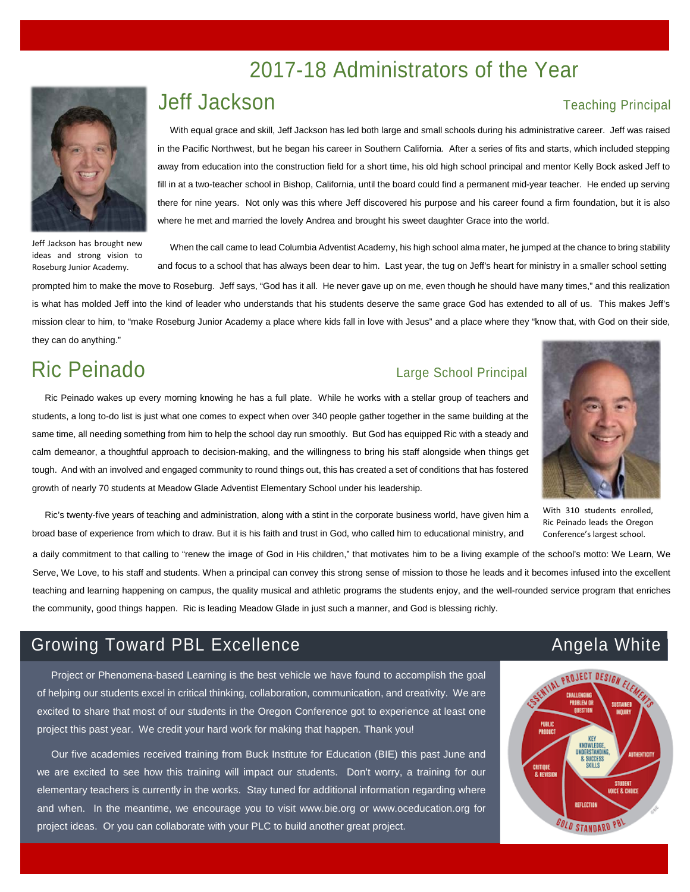# 2017-18 Administrators of the Year

## Jeff Jackson

Teaching Principal

With equal grace and skill, Jeff Jackson has led both large and small schools during his administrative career. Jeff was raised in the Pacific Northwest, but he began his career in Southern California. After a series of fits and starts, which included stepping away from education into the construction field for a short time, his old high school principal and mentor Kelly Bock asked Jeff to fill in at a two-teacher school in Bishop, California, until the board could find a permanent mid-year teacher. He ended up serving there for nine years. Not only was this where Jeff discovered his purpose and his career found a firm foundation, but it is also where he met and married the lovely Andrea and brought his sweet daughter Grace into the world.

Jeff Jackson has brought new ideas and strong vision to Roseburg Junior Academy.

When the call came to lead Columbia Adventist Academy, his high school alma mater, he jumped at the chance to bring stability and focus to a school that has always been dear to him. Last year, the tug on Jeff's heart for ministry in a smaller school setting prompted him to make the move to Roseburg. Jeff says, "God has it all. He never gave up on me, even though he should have many times," and this realization is what has molded Jeff into the kind of leader who understands that his students deserve the same grace God has extended to all of us. This makes Jeff's mission clear to him, to "make Roseburg Junior Academy a place where kids fall in love with Jesus" and a place where they "know that, with God on their side, they can do anything."

## Ric Peinado

Large School Principal

Ric Peinado wakes up every morning knowing he has a full plate. While he works with a stellar group of teachers and students, a long to-do list is just what one comes to expect when over 340 people gather together in the same building at the same time, all needing something from him to help the school day run smoothly. But God has equipped Ric with a steady and calm demeanor, a thoughtful approach to decision-making, and the willingness to bring his staff alongside when things get tough. And with an involved and engaged community to round things out, this has created a set of conditions that has fostered growth of nearly 70 students at Meadow Glade Adventist Elementary School under his leadership.

With 310 students enrolled, Ric Peinado leads the Oregon Conference's largest school.

Ric's twenty-five years of teaching and administration, along with a stint in the corporate business world, have given him a broad base of experience from which to draw. But it is his faith and trust in God, who called him to educational ministry, and a daily commitment to that calling to "renew the image of God in His children," that motivates him to be a living example of the school's motto: We Learn, We Serve, We Love, to his staff and students. When a principal can convey this strong sense of mission to those he leads and it becomes infused into the excellent teaching and learning happening on campus, the quality musical and athletic programs the students enjoy, and the well-rounded service program that enriches the community, good things happen. Ric is leading Meadow Glade in just such a manner, and God is blessing richly.

## Growing Toward PBL Excellence

Angela White

Project or Phenomena-based Learning is the best vehicle we have found to accomplish the goal of helping our students excel in critical thinking, collaboration, communication, and creativity. We are excited to share that most of our students in the Oregon Conference got to experience at least one project this past year. We credit your hard work for making that happen. Thank you!

Our five academies received training from Buck Institute for Education (BIE) this past June and we are excited to see how this training will impact our students. Don't worry, a training for our elementary teachers is currently in the works. Stay tuned for additional information regarding where and when. In the meantime, we encourage you to visit www.bie.org or www.oceducation.org for project ideas. Or you can collaborate with your PLC to build another great project.

ESSENTIAL PROJECT DESIGN ELEMENTS
CHALLENGING PROBLEM OR QUESTION
SUSTAINED INQUIRY
AUTHENTICITY
STUDENT VOICE & CHOICE
REFLECTION
CRITIQUE & REVISION
PUBLIC PRODUCT
KEY KNOWLEDGE, UNDERSTANDING, & SUCCESS SKILLS
GOLD STANDARD PBL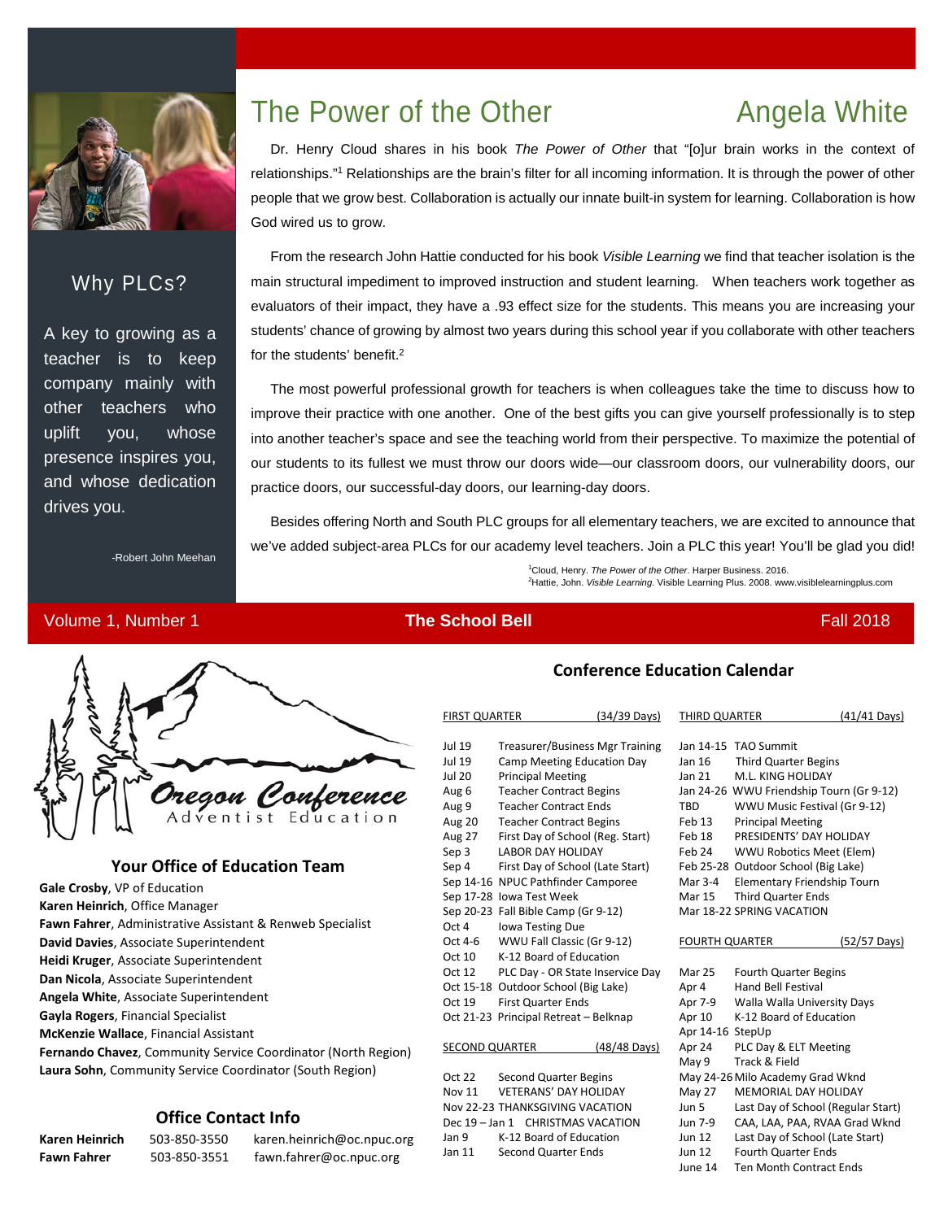## Why PLCs?

A key to growing as a teacher is to keep company mainly with other teachers who uplift you, whose presence inspires you, and whose dedication drives you.

-Robert John Meehan

# The Power of the Other

Angela White

Dr. Henry Cloud shares in his book *The Power of Other* that "[o]ur brain works in the context of relationships."[1] Relationships are the brain's filter for all incoming information. It is through the power of other people that we grow best. Collaboration is actually our innate built-in system for learning. Collaboration is how God wired us to grow.

From the research John Hattie conducted for his book *Visible Learning* we find that teacher isolation is the main structural impediment to improved instruction and student learning. When teachers work together as evaluators of their impact, they have a .93 effect size for the students. This means you are increasing your students' chance of growing by almost two years during this school year if you collaborate with other teachers for the students' benefit.[2]

The most powerful professional growth for teachers is when colleagues take the time to discuss how to improve their practice with one another. One of the best gifts you can give yourself professionally is to step into another teacher's space and see the teaching world from their perspective. To maximize the potential of our students to its fullest we must throw our doors wide—our classroom doors, our vulnerability doors, our practice doors, our successful-day doors, our learning-day doors.

Besides offering North and South PLC groups for all elementary teachers, we are excited to announce that we've added subject-area PLCs for our academy level teachers. Join a PLC this year! You'll be glad you did!

[1]Cloud, Henry. *The Power of the Other*. Harper Business. 2016.
[2]Hattie, John. *Visible Learning*. Visible Learning Plus. 2008. www.visiblelearningplus.com

Volume 1, Number 1 — **The School Bell** — Fall 2018

Oregon Conference Adventist Education

## Your Office of Education Team

**Gale Crosby**, VP of Education
**Karen Heinrich**, Office Manager
**Fawn Fahrer**, Administrative Assistant & Renweb Specialist
**David Davies**, Associate Superintendent
**Heidi Kruger**, Associate Superintendent
**Dan Nicola**, Associate Superintendent
**Angela White**, Associate Superintendent
**Gayla Rogers**, Financial Specialist
**McKenzie Wallace**, Financial Assistant
**Fernando Chavez**, Community Service Coordinator (North Region)
**Laura Sohn**, Community Service Coordinator (South Region)

## Office Contact Info

| | | |
|---|---|---|
| **Karen Heinrich** | 503-850-3550 | karen.heinrich@oc.npuc.org |
| **Fawn Fahrer** | 503-850-3551 | fawn.fahrer@oc.npuc.org |

## Conference Education Calendar

**FIRST QUARTER (34/39 Days)**

| | |
|---|---|
| Jul 19 | Treasurer/Business Mgr Training |
| Jul 19 | Camp Meeting Education Day |
| Jul 20 | Principal Meeting |
| Aug 6 | Teacher Contract Begins |
| Aug 9 | Teacher Contract Ends |
| Aug 20 | Teacher Contract Begins |
| Aug 27 | First Day of School (Reg. Start) |
| Sep 3 | LABOR DAY HOLIDAY |
| Sep 4 | First Day of School (Late Start) |
| Sep 14-16 | NPUC Pathfinder Camporee |
| Sep 17-28 | Iowa Test Week |
| Sep 20-23 | Fall Bible Camp (Gr 9-12) |
| Oct 4 | Iowa Testing Due |
| Oct 4-6 | WWU Fall Classic (Gr 9-12) |
| Oct 10 | K-12 Board of Education |
| Oct 12 | PLC Day - OR State Inservice Day |
| Oct 15-18 | Outdoor School (Big Lake) |
| Oct 19 | First Quarter Ends |
| Oct 21-23 | Principal Retreat – Belknap |

**SECOND QUARTER (48/48 Days)**

| | |
|---|---|
| Oct 22 | Second Quarter Begins |
| Nov 11 | VETERANS' DAY HOLIDAY |
| Nov 22-23 | THANKSGIVING VACATION |
| Dec 19 – Jan 1 | CHRISTMAS VACATION |
| Jan 9 | K-12 Board of Education |
| Jan 11 | Second Quarter Ends |

**THIRD QUARTER (41/41 Days)**

| | |
|---|---|
| Jan 14-15 | TAO Summit |
| Jan 16 | Third Quarter Begins |
| Jan 21 | M.L. KING HOLIDAY |
| Jan 24-26 | WWU Friendship Tourn (Gr 9-12) |
| TBD | WWU Music Festival (Gr 9-12) |
| Feb 13 | Principal Meeting |
| Feb 18 | PRESIDENTS' DAY HOLIDAY |
| Feb 24 | WWU Robotics Meet (Elem) |
| Feb 25-28 | Outdoor School (Big Lake) |
| Mar 3-4 | Elementary Friendship Tourn |
| Mar 15 | Third Quarter Ends |
| Mar 18-22 | SPRING VACATION |

**FOURTH QUARTER (52/57 Days)**

| | |
|---|---|
| Mar 25 | Fourth Quarter Begins |
| Apr 4 | Hand Bell Festival |
| Apr 7-9 | Walla Walla University Days |
| Apr 10 | K-12 Board of Education |
| Apr 14-16 | StepUp |
| Apr 24 | PLC Day & ELT Meeting |
| May 9 | Track & Field |
| May 24-26 | Milo Academy Grad Wknd |
| May 27 | MEMORIAL DAY HOLIDAY |
| Jun 5 | Last Day of School (Regular Start) |
| Jun 7-9 | CAA, LAA, PAA, RVAA Grad Wknd |
| Jun 12 | Last Day of School (Late Start) |
| Jun 12 | Fourth Quarter Ends |
| June 14 | Ten Month Contract Ends |